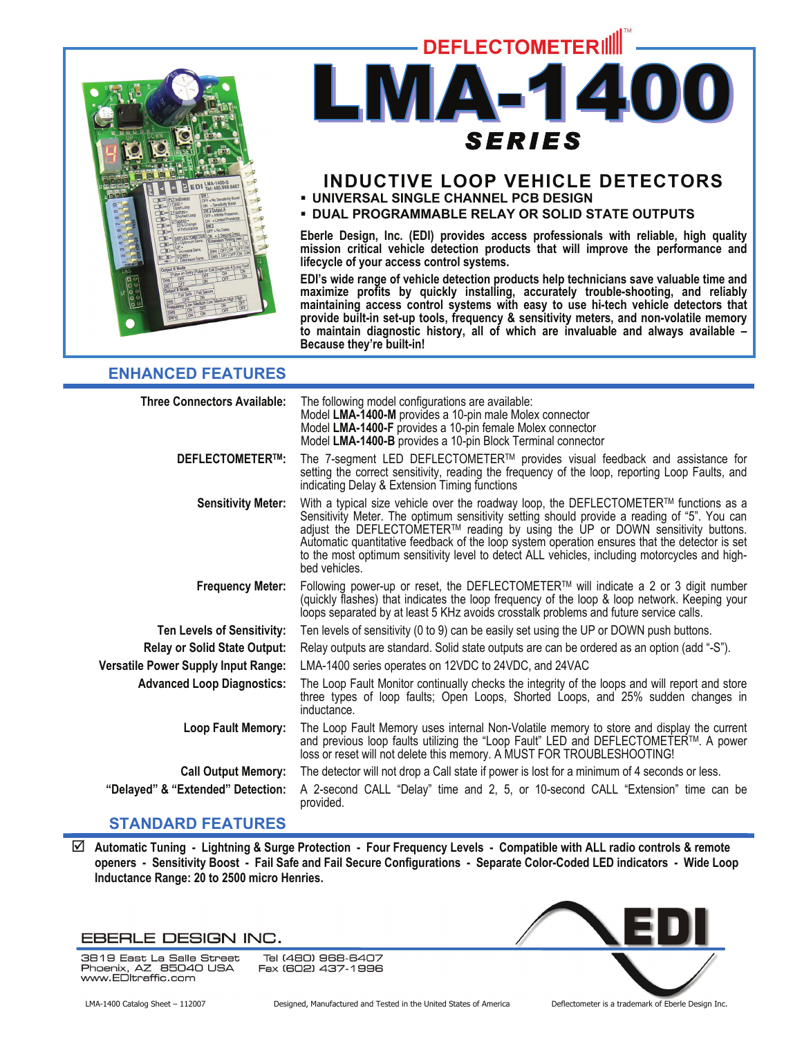# DEFLECTOMETER™

# LMA-1400 SERIES

## INDUCTIVE LOOP VEHICLE DETECTORS

- UNIVERSAL SINGLE CHANNEL PCB DESIGN
- DUAL PROGRAMMABLE RELAY OR SOLID STATE OUTPUTS

**Eberle Design, Inc. (EDI) provides access professionals with reliable, high quality mission critical vehicle detection products that will improve the performance and lifecycle of your access control systems.**

**EDI's wide range of vehicle detection products help technicians save valuable time and maximize profits by quickly installing, accurately trouble-shooting, and reliably maintaining access control systems with easy to use hi-tech vehicle detectors that provide built-in set-up tools, frequency & sensitivity meters, and non-volatile memory to maintain diagnostic history, all of which are invaluable and always available – Because they're built-in!**

## ENHANCED FEATURES

| | |
|---|---|
| **Three Connectors Available:** | The following model configurations are available:<br>Model **LMA-1400-M** provides a 10-pin male Molex connector<br>Model **LMA-1400-F** provides a 10-pin female Molex connector<br>Model **LMA-1400-B** provides a 10-pin Block Terminal connector |
| **DEFLECTOMETER™:** | The 7-segment LED DEFLECTOMETER™ provides visual feedback and assistance for setting the correct sensitivity, reading the frequency of the loop, reporting Loop Faults, and indicating Delay & Extension Timing functions |
| **Sensitivity Meter:** | With a typical size vehicle over the roadway loop, the DEFLECTOMETER™ functions as a Sensitivity Meter. The optimum sensitivity setting should provide a reading of "5". You can adjust the DEFLECTOMETER™ reading by using the UP or DOWN sensitivity buttons. Automatic quantitative feedback of the loop system operation ensures that the detector is set to the most optimum sensitivity level to detect ALL vehicles, including motorcycles and high-bed vehicles. |
| **Frequency Meter:** | Following power-up or reset, the DEFLECTOMETER™ will indicate a 2 or 3 digit number (quickly flashes) that indicates the loop frequency of the loop & loop network. Keeping your loops separated by at least 5 KHz avoids crosstalk problems and future service calls. |
| **Ten Levels of Sensitivity:** | Ten levels of sensitivity (0 to 9) can be easily set using the UP or DOWN push buttons. |
| **Relay or Solid State Output:** | Relay outputs are standard. Solid state outputs are can be ordered as an option (add "-S"). |
| **Versatile Power Supply Input Range:** | LMA-1400 series operates on 12VDC to 24VDC, and 24VAC |
| **Advanced Loop Diagnostics:** | The Loop Fault Monitor continually checks the integrity of the loops and will report and store three types of loop faults; Open Loops, Shorted Loops, and 25% sudden changes in inductance. |
| **Loop Fault Memory:** | The Loop Fault Memory uses internal Non-Volatile memory to store and display the current and previous loop faults utilizing the "Loop Fault" LED and DEFLECTOMETER™. A power loss or reset will not delete this memory. A MUST FOR TROUBLESHOOTING! |
| **Call Output Memory:** | The detector will not drop a Call state if power is lost for a minimum of 4 seconds or less. |
| **"Delayed" & "Extended" Detection:** | A 2-second CALL "Delay" time and 2, 5, or 10-second CALL "Extension" time can be provided. |

## STANDARD FEATURES

☑ **Automatic Tuning - Lightning & Surge Protection - Four Frequency Levels - Compatible with ALL radio controls & remote openers - Sensitivity Boost - Fail Safe and Fail Secure Configurations - Separate Color-Coded LED indicators - Wide Loop Inductance Range: 20 to 2500 micro Henries.**

EBERLE DESIGN INC.

3819 East La Salle Street
Phoenix, AZ 85040 USA
www.EDItraffic.com

Tel (480) 968-6407
Fax (602) 437-1996

EDI

LMA-1400 Catalog Sheet – 112007 | Designed, Manufactured and Tested in the United States of America | Deflectometer is a trademark of Eberle Design Inc.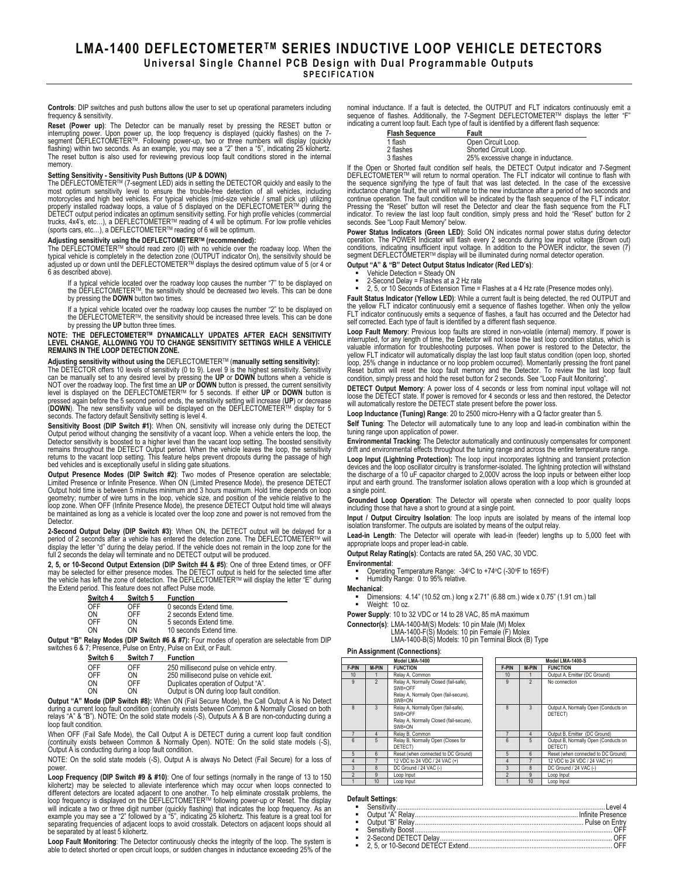# LMA-1400 DEFLECTOMETER™ SERIES INDUCTIVE LOOP VEHICLE DETECTORS

## Universal Single Channel PCB Design with Dual Programmable Outputs

### SPECIFICATION

**Controls**: DIP switches and push buttons allow the user to set up operational parameters including frequency & sensitivity.

**Reset (Power up)**: The Detector can be manually reset by pressing the RESET button or interrupting power. Upon power up, the loop frequency is displayed (quickly flashes) on the 7-segment DEFLECTOMETER™. Following power-up, two or three numbers will display (quickly flashing) within two seconds. As an example, you may see a "2" then a "5", indicating 25 kilohertz. The reset button is also used for reviewing previous loop fault conditions stored in the internal memory.

**Setting Sensitivity - Sensitivity Push Buttons (UP & DOWN)**
The DEFLECTOMETER™ (7-segment LED) aids in setting the DETECTOR quickly and easily to the most optimum sensitivity level to ensure the trouble-free detection of all vehicles, including motorcycles and high bed vehicles. For typical vehicles (mid-size vehicle / small pick up) utilizing properly installed roadway loops, a value of 5 displayed on the DEFLECTOMETER™ during the DETECT output period indicates an optimum sensitivity setting. For high profile vehicles (commercial trucks, 4x4's, etc…), a DEFLECTOMETER™ reading of 4 will be optimum. For low profile vehicles (sports cars, etc…), a DEFLECTOMETER™ reading of 6 will be optimum.

**Adjusting sensitivity using the DEFLECTOMETER™ (recommended):**
The DEFLECTOMETER™ should read zero (0) with no vehicle over the roadway loop. When the typical vehicle is completely in the detection zone (OUTPUT indicator On), the sensitivity should be adjusted up or down until the DEFLECTOMETER™ displays the desired optimum value of 5 (or 4 or 6 as described above).

If a typical vehicle located over the roadway loop causes the number "7" to be displayed on the DEFLECTOMETER™, the sensitivity should be decreased two levels. This can be done by pressing the **DOWN** button two times.

If a typical vehicle located over the roadway loop causes the number "2" to be displayed on the DEFLECTOMETER™, the sensitivity should be increased three levels. This can be done by pressing the **UP** button three times.

**NOTE: THE DEFLECTOMETER™ DYNAMICALLY UPDATES AFTER EACH SENSITIVITY LEVEL CHANGE, ALLOWING YOU TO CHANGE SENSITIVITY SETTINGS WHILE A VEHICLE REMAINS IN THE LOOP DETECTION ZONE.**

**Adjusting sensitivity without using the** DEFLECTOMETER™ (**manually setting sensitivity):**
The DETECTOR offers 10 levels of sensitivity (0 to 9). Level 9 is the highest sensitivity. Sensitivity can be manually set to any desired level by pressing the **UP** or **DOWN** buttons when a vehicle is NOT over the roadway loop. The first time an **UP** or **DOWN** button is pressed, the current sensitivity level is displayed on the DEFLECTOMETER™ for 5 seconds. If either **UP** or **DOWN** button is pressed again before the 5 second period ends, the sensitivity setting will increase (**UP**) or decrease (**DOWN**). The new sensitivity value will be displayed on the DEFLECTOMETER™ display for 5 seconds. The factory default Sensitivity setting is level 4.

**Sensitivity Boost (DIP Switch #1)**: When ON, sensitivity will increase only during the DETECT Output period without changing the sensitivity of a vacant loop. When a vehicle enters the loop, the Detector sensitivity is boosted to a higher level than the vacant loop setting. The boosted sensitivity remains throughout the DETECT Output period. When the vehicle leaves the loop, the sensitivity returns to the vacant loop setting. This feature helps prevent dropouts during the passage of high bed vehicles and is exceptionally useful in sliding gate situations.

**Output Presence Modes (DIP Switch #2)**: Two modes of Presence operation are selectable; Limited Presence or Infinite Presence. When ON (Limited Presence Mode), the presence DETECT Output hold time is between 5 minutes minimum and 3 hours maximum. Hold time depends on loop geometry; number of wire turns in the loop, vehicle size, and position of the vehicle relative to the loop zone. When OFF (Infinite Presence Mode), the presence DETECT Output hold time will always be maintained as long as a vehicle is located over the loop zone and power is not removed from the Detector.

**2-Second Output Delay (DIP Switch #3)**: When ON, the DETECT output will be delayed for a period of 2 seconds after a vehicle has entered the detection zone. The DEFLECTOMETER™ will display the letter "d" during the delay period. If the vehicle does not remain in the loop zone for the full 2 seconds the delay will terminate and no DETECT output will be produced.

**2, 5, or 10-Second Output Extension (DIP Switch #4 & #5)**: One of three Extend times, or OFF may be selected for either presence modes. The DETECT output is held for the selected time after the vehicle has left the zone of detection. The DEFLECTOMETER™ will display the letter "E" during the Extend period. This feature does not affect Pulse mode.

| Switch 4 | Switch 5 | Function |
|---|---|---|
| OFF | OFF | 0 seconds Extend time. |
| ON | OFF | 2 seconds Extend time. |
| OFF | ON | 5 seconds Extend time. |
| ON | ON | 10 seconds Extend time. |

**Output "B" Relay Modes (DIP Switch #6 & #7):** Four modes of operation are selectable from DIP switches 6 & 7; Presence, Pulse on Entry, Pulse on Exit, or Fault.

| Switch 6 | Switch 7 | Function |
|---|---|---|
| OFF | OFF | 250 millisecond pulse on vehicle entry. |
| OFF | ON | 250 millisecond pulse on vehicle exit. |
| ON | OFF | Duplicates operation of Output "A". |
| ON | ON | Output is ON during loop fault condition. |

**Output "A" Mode (DIP Switch #8):** When ON (Fail Secure Mode), the Call Output A is No Detect during a current loop fault condition (continuity exists between Common & Normally Closed on both relays "A" & "B"). NOTE: On the solid state models (-S), Outputs A & B are non-conducting during a loop fault condition.

When OFF (Fail Safe Mode), the Call Output A is DETECT during a current loop fault condition (continuity exists between Common & Normally Open). NOTE: On the solid state models (-S), Output A is conducting during a loop fault condition.

NOTE: On the solid state models (-S), Output A is always No Detect (Fail Secure) for a loss of power.

**Loop Frequency (DIP Switch #9 & #10)**: One of four settings (normally in the range of 13 to 150 kilohertz) may be selected to alleviate interference which may occur when loops connected to different detectors are located adjacent to one another. To help eliminate crosstalk problems, the loop frequency is displayed on the DEFLECTOMETER™ following power-up or Reset. The display will indicate a two or three digit number (quickly flashing) that indicates the loop frequency. As an example you may see a "2" followed by a "5", indicating 25 kilohertz. This feature is a great tool for separating frequencies of adjacent loops to avoid crosstalk. Detectors on adjacent loops should all be separated by at least 5 kilohertz.

**Loop Fault Monitoring**: The Detector continuously checks the integrity of the loop. The system is able to detect shorted or open circuit loops, or sudden changes in inductance exceeding 25% of the nominal inductance. If a fault is detected, the OUTPUT and FLT indicators continuously emit a sequence of flashes. Additionally, the 7-Segment DEFLECTOMETER™ displays the letter "F" indicating a current loop fault. Each type of fault is identified by a different flash sequence:

| Flash Sequence | Fault |
|---|---|
| 1 flash | Open Circuit Loop. |
| 2 flashes | Shorted Circuit Loop. |
| 3 flashes | 25% excessive change in inductance. |

If the Open or Shorted fault condition self heals, the DETECT Output indicator and 7-Segment DEFLECTOMETER™ will return to normal operation. The FLT indicator will continue to flash with the sequence signifying the type of fault that was last detected. In the case of the excessive inductance change fault, the unit will retune to the new inductance after a period of two seconds and continue operation. The fault condition will be indicated by the flash sequence of the FLT indicator. Pressing the "Reset" button will reset the Detector and clear the flash sequence from the FLT indicator. To review the last loop fault condition, simply press and hold the "Reset" button for 2 seconds. See "Loop Fault Memory" below.

**Power Status Indicators (Green LED)**: Solid ON indicates normal power status during detector operation. The POWER Indicator will flash every 2 seconds during low input voltage (Brown out) conditions, indicating insufficient input voltage. In addition to the POWER indictor, the seven (7) segment DEFLECTOMETER™ display will be illuminated during normal detector operation.

**Output "A" & "B" Detect Output Status Indicator (Red LED's)**:
- Vehicle Detection = Steady ON
- 2-Second Delay = Flashes at a 2 Hz rate
- 2, 5, or 10 Seconds of Extension Time = Flashes at a 4 Hz rate (Presence modes only).

**Fault Status Indicator (Yellow LED)**: While a current fault is being detected, the red OUTPUT and the yellow FLT indicator continuously emit a sequence of flashes together. When only the yellow FLT indicator continuously emits a sequence of flashes, a fault has occurred and the Detector had self corrected. Each type of fault is identified by a different flash sequence.

**Loop Fault Memory**: Previous loop faults are stored in non-volatile (internal) memory. If power is interrupted, for any length of time, the Detector will not loose the last loop condition status, which is valuable information for troubleshooting purposes. When power is restored to the Detector, the yellow FLT indicator will automatically display the last loop fault status condition (open loop, shorted loop, 25% change in inductance or no loop problem occurred). Momentarily pressing the front panel Reset button will reset the loop fault memory and the Detector. To review the last loop fault condition, simply press and hold the reset button for 2 seconds. See "Loop Fault Monitoring".

**DETECT Output Memory**: A power loss of 4 seconds or less from nominal input voltage will not loose the DETECT state. If power is removed for 4 seconds or less and then restored, the Detector will automatically restore the DETECT state present before the power loss.

**Loop Inductance (Tuning) Range**: 20 to 2500 micro-Henry with a Q factor greater than 5.

**Self Tuning**: The Detector will automatically tune to any loop and lead-in combination within the tuning range upon application of power.

**Environmental Tracking**: The Detector automatically and continuously compensates for component drift and environmental effects throughout the tuning range and across the entire temperature range.

**Loop Input (Lightning Protection):** The loop input incorporates lightning and transient protection devices and the loop oscillator circuitry is transformer-isolated. The lightning protection will withstand the discharge of a 10 uF capacitor charged to 2,000V across the loop inputs or between either loop input and earth ground. The transformer isolation allows operation with a loop which is grounded at a single point.

**Grounded Loop Operation**: The Detector will operate when connected to poor quality loops including those that have a short to ground at a single point.

**Input / Output Circuitry Isolation**: The loop inputs are isolated by means of the internal loop isolation transformer. The outputs are isolated by means of the output relay.

**Lead-in Length**: The Detector will operate with lead-in (feeder) lengths up to 5,000 feet with appropriate loops and proper lead-in cable.

**Output Relay Rating(s)**: Contacts are rated 5A, 250 VAC, 30 VDC.

**Environmental**:
- Operating Temperature Range: -34°C to +74°C (-30°F to 165°F)
- Humidity Range: 0 to 95% relative.

**Mechanical**:
- Dimensions: 4.14" (10.52 cm.) long x 2.71" (6.88 cm.) wide x 0.75" (1.91 cm.) tall
- Weight: 10 oz.

**Power Supply**: 10 to 32 VDC or 14 to 28 VAC, 85 mA maximum

**Connector(s)**: LMA-1400-M(S) Models: 10 pin Male (M) Molex
LMA-1400-F(S) Models: 10 pin Female (F) Molex
LMA-1400-B(S) Models: 10 pin Terminal Block (B) Type

**Pin Assignment (Connections)**:

| Model LMA-1400 | | |
|---|---|---|
| **F-PIN** | **M-PIN** | **FUNCTION** |
| 10 | 1 | Relay A, Common |
| 9 | 2 | Relay A, Normally Closed (fail-safe), SW8=OFF<br>Relay A, Normally Open (fail-secure), SW8=ON |
| 8 | 3 | Relay A, Normally Open (fail-safe), SW8=OFF<br>Relay A, Normally Closed (fail-secure), SW8=ON |
| 7 | 4 | Relay B, Common |
| 6 | 5 | Relay B, Normally Open (Closes for DETECT) |
| 5 | 6 | Reset (when connected to DC Ground) |
| 4 | 7 | 12 VDC to 24 VDC / 24 VAC (+) |
| 3 | 8 | DC Ground / 24 VAC (-) |
| 2 | 9 | Loop Input |
| 1 | 10 | Loop Input |

| Model LMA-1400-S | | |
|---|---|---|
| **F-PIN** | **M-PIN** | **FUNCTION** |
| 10 | 1 | Output A, Emitter (DC Ground) |
| 9 | 2 | No connection |
| 8 | 3 | Output A, Normally Open (Conducts on DETECT) |
| 7 | 4 | Output B, Emitter (DC Ground) |
| 6 | 5 | Output B, Normally Open (Conducts on DETECT) |
| 5 | 6 | Reset (when connected to DC Ground) |
| 4 | 7 | 12 VDC to 24 VDC / 24 VAC (+) |
| 3 | 8 | DC Ground / 24 VAC (-) |
| 2 | 9 | Loop Input |
| 1 | 10 | Loop Input |

**Default Settings**:
- Sensitivity .................................................................................................. Level 4
- Output "A" Relay.......................................................................... Infinite Presence
- Output "B" Relay................................................................................ Pulse on Entry
- Sensitivity Boost .............................................................................................. OFF
- 2-Second DETECT Delay................................................................................. OFF
- 2, 5, or 10-Second DETECT Extend.................................................................. OFF